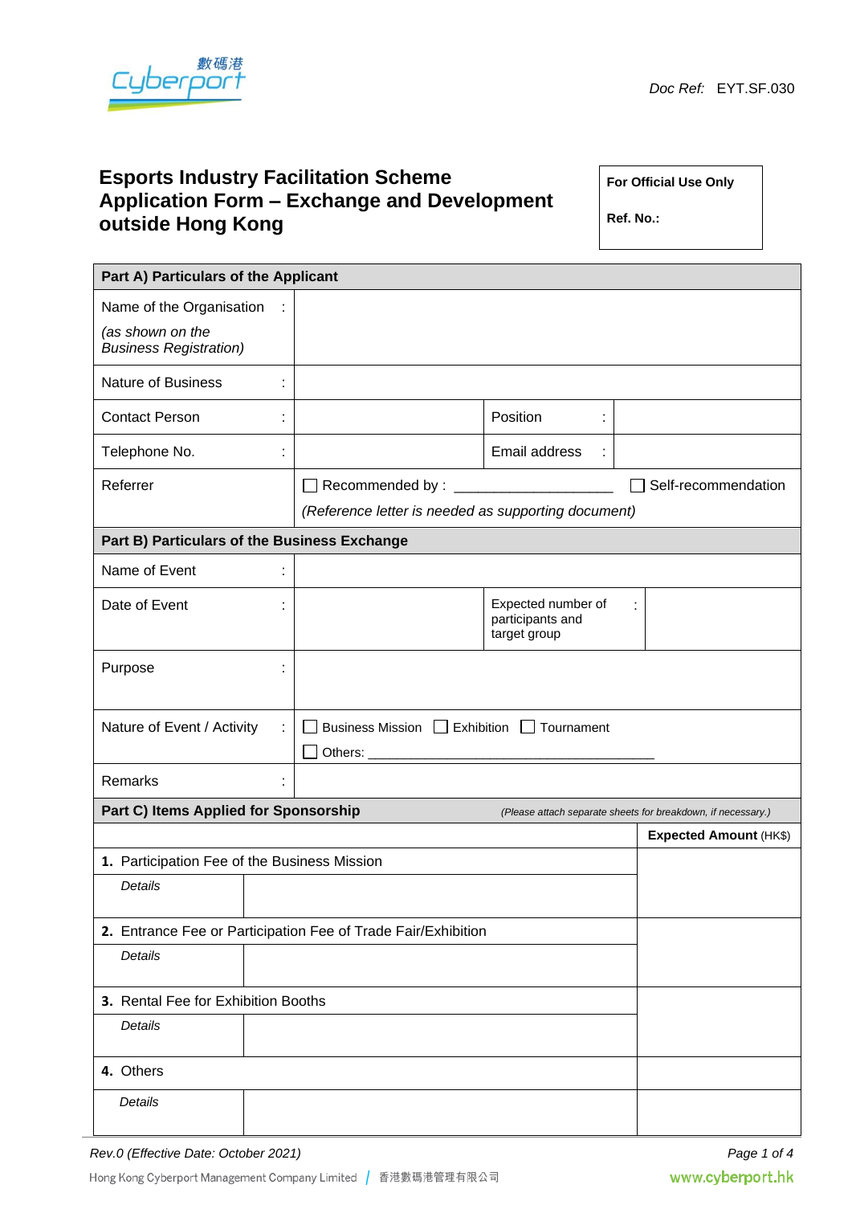Doc Ref: EYT.SF.030

# Esports Industry Facilitation Scheme Application Form – Exchange and Development outside Hong Kong

| For Official Use Only |
|---|
| Ref. No.: |

| **Part A) Particulars of the Applicant** | | | |
|---|---|---|---|
| Name of the Organisation : *(as shown on the Business Registration)* | | | |
| Nature of Business : | | | |
| Contact Person : | | Position : | |
| Telephone No. : | | Email address : | |
| Referrer | ☐ Recommended by : ___________________ ☐ Self-recommendation *(Reference letter is needed as supporting document)* | | |
| **Part B) Particulars of the Business Exchange** | | | |
| Name of Event : | | | |
| Date of Event : | | Expected number of participants and target group : | |
| Purpose : | | | |
| Nature of Event / Activity : | ☐ Business Mission ☐ Exhibition ☐ Tournament ☐ Others: ___________________ | | |
| Remarks : | | | |

| **Part C) Items Applied for Sponsorship** *(Please attach separate sheets for breakdown, if necessary.)* | | **Expected Amount** (HK$) |
|---|---|---|
| **1.** Participation Fee of the Business Mission | | |
| *Details* | | |
| **2.** Entrance Fee or Participation Fee of Trade Fair/Exhibition | | |
| *Details* | | |
| **3.** Rental Fee for Exhibition Booths | | |
| *Details* | | |
| **4.** Others | | |
| *Details* | | |

Rev.0 (Effective Date: October 2021)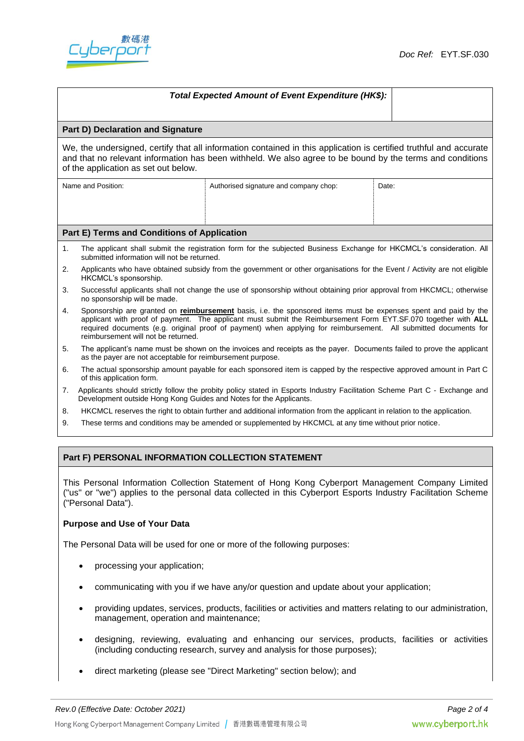| **Total Expected Amount of Event Expenditure (HK$):** | |
|---|---|

## Part D) Declaration and Signature

We, the undersigned, certify that all information contained in this application is certified truthful and accurate and that no relevant information has been withheld. We also agree to be bound by the terms and conditions of the application as set out below.

| Name and Position: | Authorised signature and company chop: | Date: |
|---|---|---|
| | | |

## Part E) Terms and Conditions of Application

1. The applicant shall submit the registration form for the subjected Business Exchange for HKCMCL's consideration. All submitted information will not be returned.
2. Applicants who have obtained subsidy from the government or other organisations for the Event / Activity are not eligible HKCMCL's sponsorship.
3. Successful applicants shall not change the use of sponsorship without obtaining prior approval from HKCMCL; otherwise no sponsorship will be made.
4. Sponsorship are granted on **reimbursement** basis, i.e. the sponsored items must be expenses spent and paid by the applicant with proof of payment. The applicant must submit the Reimbursement Form EYT.SF.070 together with **ALL** required documents (e.g. original proof of payment) when applying for reimbursement. All submitted documents for reimbursement will not be returned.
5. The applicant's name must be shown on the invoices and receipts as the payer. Documents failed to prove the applicant as the payer are not acceptable for reimbursement purpose.
6. The actual sponsorship amount payable for each sponsored item is capped by the respective approved amount in Part C of this application form.
7. Applicants should strictly follow the probity policy stated in Esports Industry Facilitation Scheme Part C - Exchange and Development outside Hong Kong Guides and Notes for the Applicants.
8. HKCMCL reserves the right to obtain further and additional information from the applicant in relation to the application.
9. These terms and conditions may be amended or supplemented by HKCMCL at any time without prior notice.

## Part F) PERSONAL INFORMATION COLLECTION STATEMENT

This Personal Information Collection Statement of Hong Kong Cyberport Management Company Limited ("us" or "we") applies to the personal data collected in this Cyberport Esports Industry Facilitation Scheme ("Personal Data").

**Purpose and Use of Your Data**

The Personal Data will be used for one or more of the following purposes:

- processing your application;
- communicating with you if we have any/or question and update about your application;
- providing updates, services, products, facilities or activities and matters relating to our administration, management, operation and maintenance;
- designing, reviewing, evaluating and enhancing our services, products, facilities or activities (including conducting research, survey and analysis for those purposes);
- direct marketing (please see "Direct Marketing" section below); and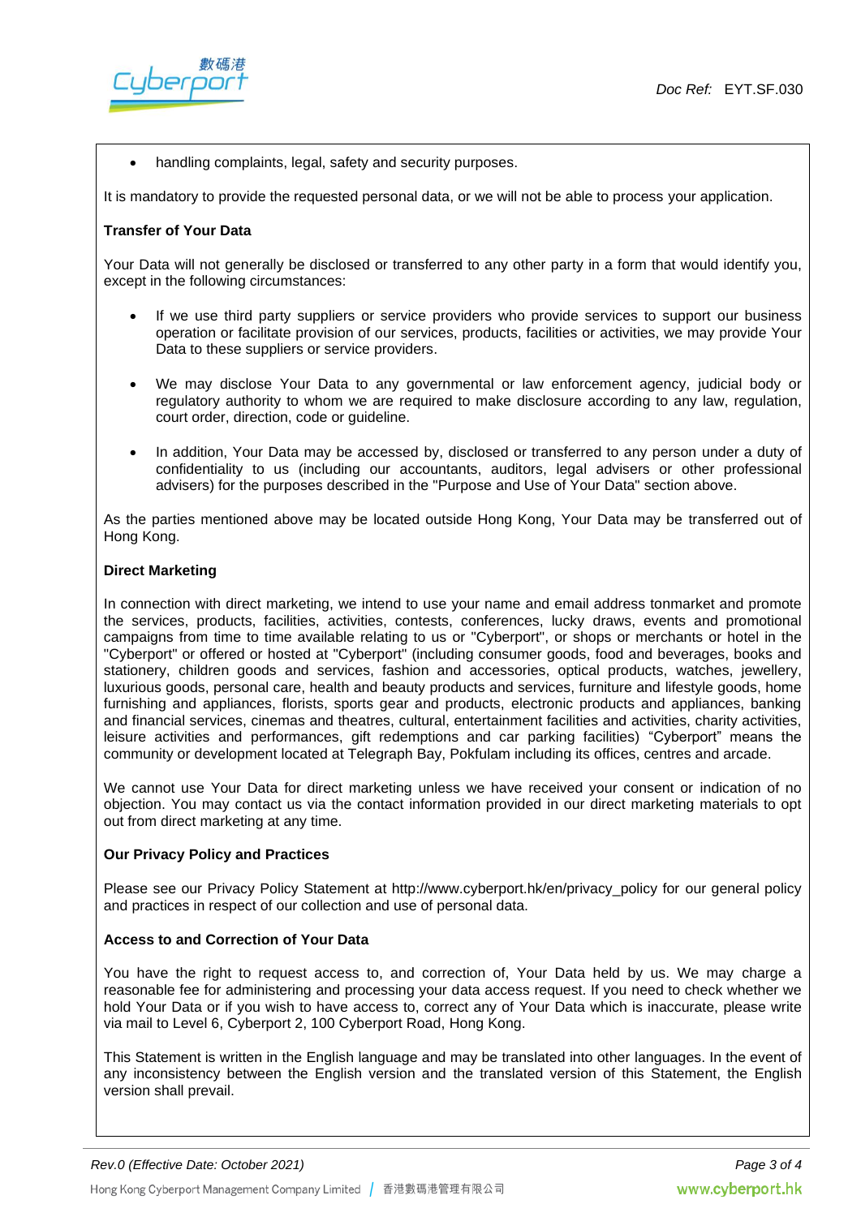- handling complaints, legal, safety and security purposes.

It is mandatory to provide the requested personal data, or we will not be able to process your application.

**Transfer of Your Data**

Your Data will not generally be disclosed or transferred to any other party in a form that would identify you, except in the following circumstances:

- If we use third party suppliers or service providers who provide services to support our business operation or facilitate provision of our services, products, facilities or activities, we may provide Your Data to these suppliers or service providers.
- We may disclose Your Data to any governmental or law enforcement agency, judicial body or regulatory authority to whom we are required to make disclosure according to any law, regulation, court order, direction, code or guideline.
- In addition, Your Data may be accessed by, disclosed or transferred to any person under a duty of confidentiality to us (including our accountants, auditors, legal advisers or other professional advisers) for the purposes described in the "Purpose and Use of Your Data" section above.

As the parties mentioned above may be located outside Hong Kong, Your Data may be transferred out of Hong Kong.

**Direct Marketing**

In connection with direct marketing, we intend to use your name and email address tonmarket and promote the services, products, facilities, activities, contests, conferences, lucky draws, events and promotional campaigns from time to time available relating to us or "Cyberport", or shops or merchants or hotel in the "Cyberport" or offered or hosted at "Cyberport" (including consumer goods, food and beverages, books and stationery, children goods and services, fashion and accessories, optical products, watches, jewellery, luxurious goods, personal care, health and beauty products and services, furniture and lifestyle goods, home furnishing and appliances, florists, sports gear and products, electronic products and appliances, banking and financial services, cinemas and theatres, cultural, entertainment facilities and activities, charity activities, leisure activities and performances, gift redemptions and car parking facilities) "Cyberport" means the community or development located at Telegraph Bay, Pokfulam including its offices, centres and arcade.

We cannot use Your Data for direct marketing unless we have received your consent or indication of no objection. You may contact us via the contact information provided in our direct marketing materials to opt out from direct marketing at any time.

**Our Privacy Policy and Practices**

Please see our Privacy Policy Statement at http://www.cyberport.hk/en/privacy_policy for our general policy and practices in respect of our collection and use of personal data.

**Access to and Correction of Your Data**

You have the right to request access to, and correction of, Your Data held by us. We may charge a reasonable fee for administering and processing your data access request. If you need to check whether we hold Your Data or if you wish to have access to, correct any of Your Data which is inaccurate, please write via mail to Level 6, Cyberport 2, 100 Cyberport Road, Hong Kong.

This Statement is written in the English language and may be translated into other languages. In the event of any inconsistency between the English version and the translated version of this Statement, the English version shall prevail.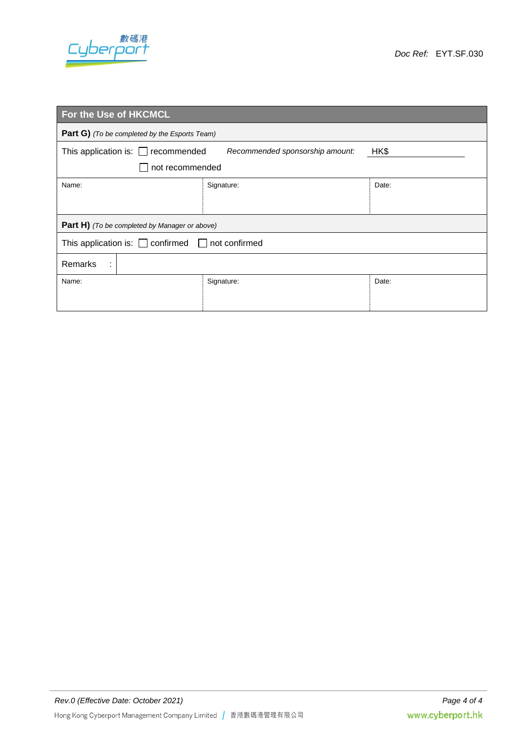## For the Use of HKCMCL

**Part G)** *(To be completed by the Esports Team)*

This application is: ☐ recommended    *Recommended sponsorship amount:* HK$ ____________

☐ not recommended

| Name: | Signature: | Date: |
|---|---|---|
| | | |

**Part H)** *(To be completed by Manager or above)*

This application is: ☐ confirmed ☐ not confirmed

Remarks :

| Name: | Signature: | Date: |
|---|---|---|
| | | |